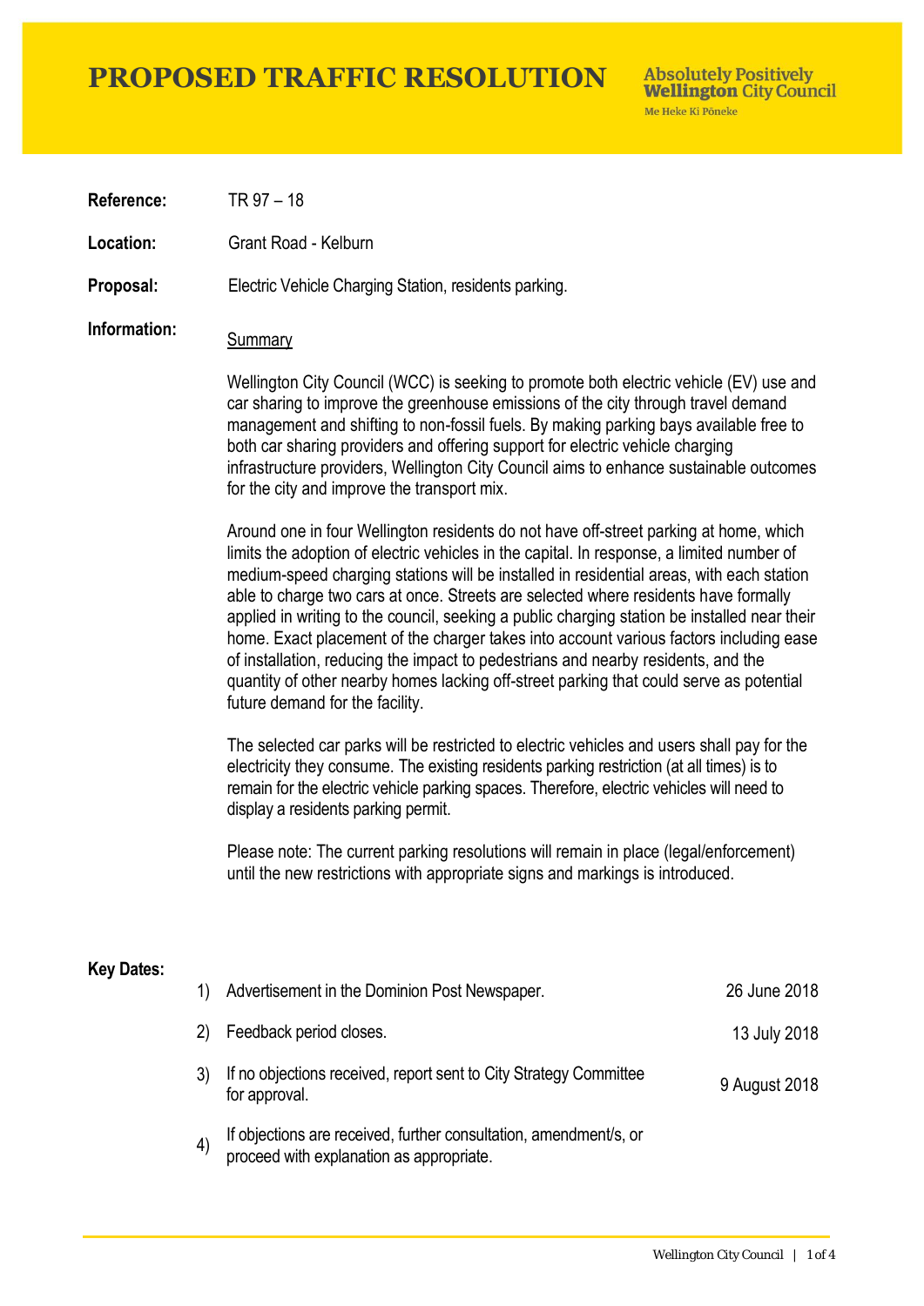# PROPOSED TRAFFIC RESOLUTION

Absolutely Positively
**Wellington** City Council
Me Heke Ki Pōneke

**Reference:** TR 97 – 18

**Location:** Grant Road - Kelburn

**Proposal:** Electric Vehicle Charging Station, residents parking.

**Information:**

Summary

Wellington City Council (WCC) is seeking to promote both electric vehicle (EV) use and car sharing to improve the greenhouse emissions of the city through travel demand management and shifting to non-fossil fuels. By making parking bays available free to both car sharing providers and offering support for electric vehicle charging infrastructure providers, Wellington City Council aims to enhance sustainable outcomes for the city and improve the transport mix.

Around one in four Wellington residents do not have off-street parking at home, which limits the adoption of electric vehicles in the capital. In response, a limited number of medium-speed charging stations will be installed in residential areas, with each station able to charge two cars at once. Streets are selected where residents have formally applied in writing to the council, seeking a public charging station be installed near their home. Exact placement of the charger takes into account various factors including ease of installation, reducing the impact to pedestrians and nearby residents, and the quantity of other nearby homes lacking off-street parking that could serve as potential future demand for the facility.

The selected car parks will be restricted to electric vehicles and users shall pay for the electricity they consume. The existing residents parking restriction (at all times) is to remain for the electric vehicle parking spaces. Therefore, electric vehicles will need to display a residents parking permit.

Please note: The current parking resolutions will remain in place (legal/enforcement) until the new restrictions with appropriate signs and markings is introduced.

**Key Dates:**

1) Advertisement in the Dominion Post Newspaper. — 26 June 2018
2) Feedback period closes. — 13 July 2018
3) If no objections received, report sent to City Strategy Committee for approval. — 9 August 2018
4) If objections are received, further consultation, amendment/s, or proceed with explanation as appropriate.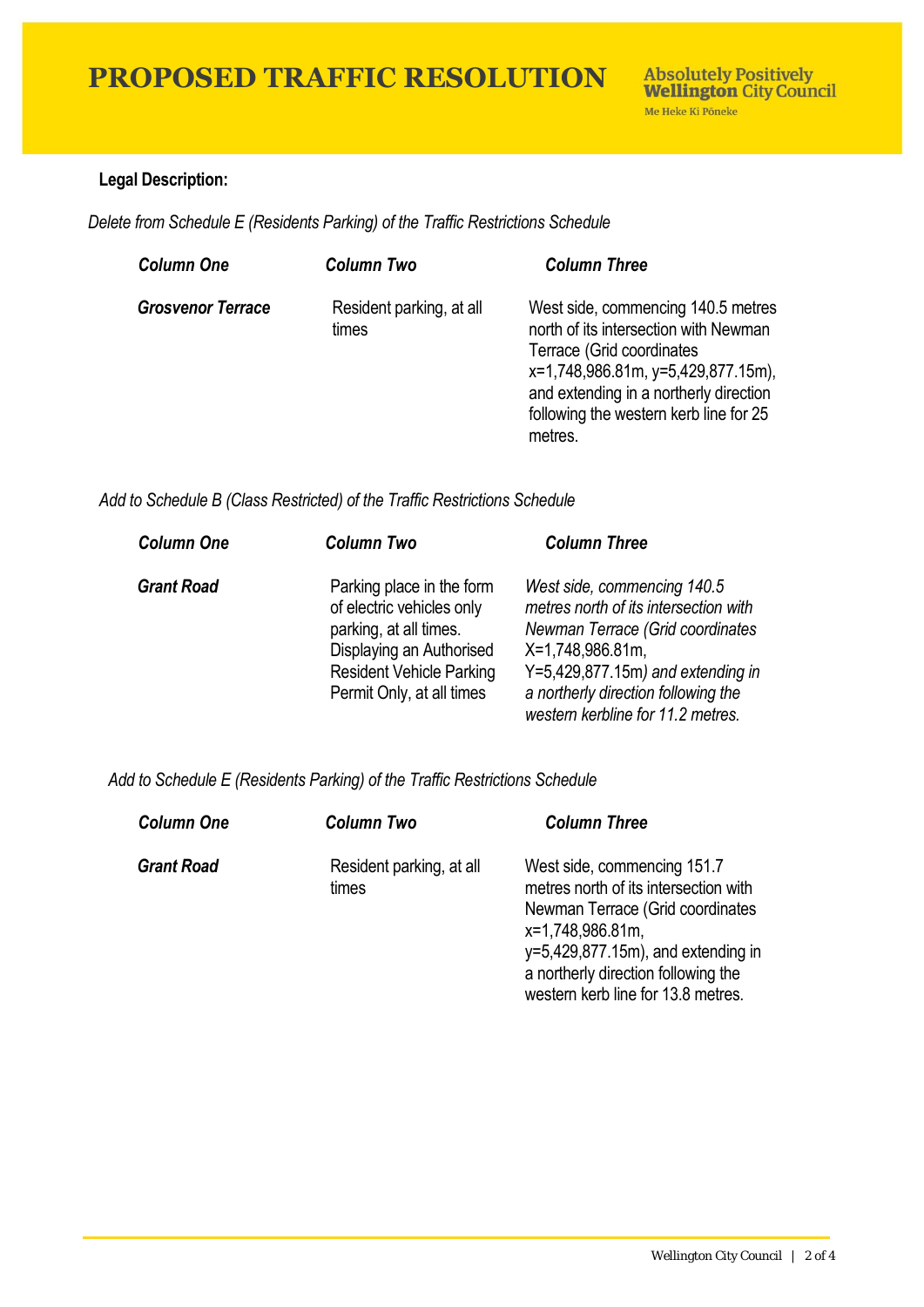# PROPOSED TRAFFIC RESOLUTION

**Legal Description:**

*Delete from Schedule E (Residents Parking) of the Traffic Restrictions Schedule*

| *Column One* | *Column Two* | *Column Three* |
|---|---|---|
| ***Grosvenor Terrace*** | Resident parking, at all times | West side, commencing 140.5 metres north of its intersection with Newman Terrace (Grid coordinates x=1,748,986.81m, y=5,429,877.15m), and extending in a northerly direction following the western kerb line for 25 metres. |

*Add to Schedule B (Class Restricted) of the Traffic Restrictions Schedule*

| *Column One* | *Column Two* | *Column Three* |
|---|---|---|
| ***Grant Road*** | Parking place in the form of electric vehicles only parking, at all times. Displaying an Authorised Resident Vehicle Parking Permit Only, at all times | *West side, commencing 140.5 metres north of its intersection with Newman Terrace (Grid coordinates* X=1,748,986.81m, Y=5,429,877.15m*) and extending in a northerly direction following the western kerbline for 11.2 metres.* |

*Add to Schedule E (Residents Parking) of the Traffic Restrictions Schedule*

| *Column One* | *Column Two* | *Column Three* |
|---|---|---|
| ***Grant Road*** | Resident parking, at all times | West side, commencing 151.7 metres north of its intersection with Newman Terrace (Grid coordinates x=1,748,986.81m, y=5,429,877.15m), and extending in a northerly direction following the western kerb line for 13.8 metres. |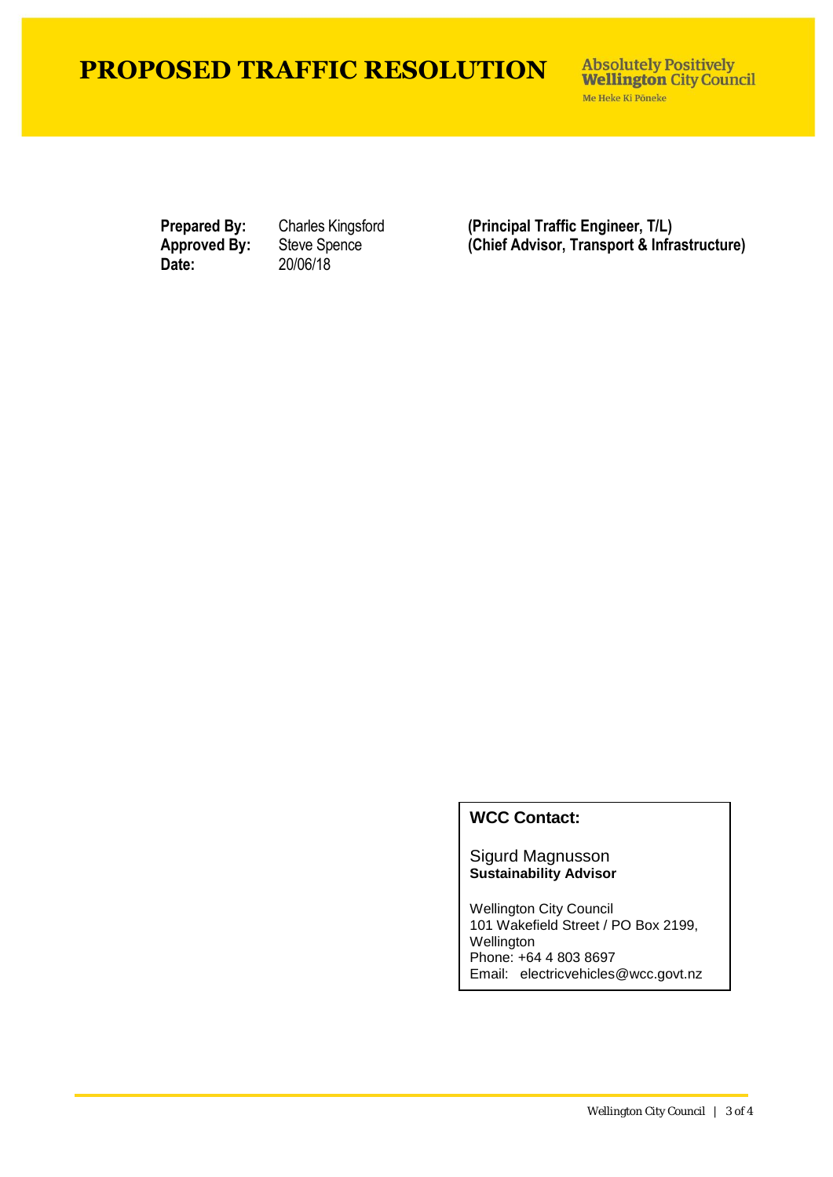# PROPOSED TRAFFIC RESOLUTION

Absolutely Positively **Wellington** City Council
Me Heke Ki Pōneke

| | | |
|---|---|---|
| **Prepared By:** | Charles Kingsford | **(Principal Traffic Engineer, T/L)** |
| **Approved By:** | Steve Spence | **(Chief Advisor, Transport & Infrastructure)** |
| **Date:** | 20/06/18 | |

**WCC Contact:**

Sigurd Magnusson
**Sustainability Advisor**

Wellington City Council
101 Wakefield Street / PO Box 2199, Wellington
Phone: +64 4 803 8697
Email: electricvehicles@wcc.govt.nz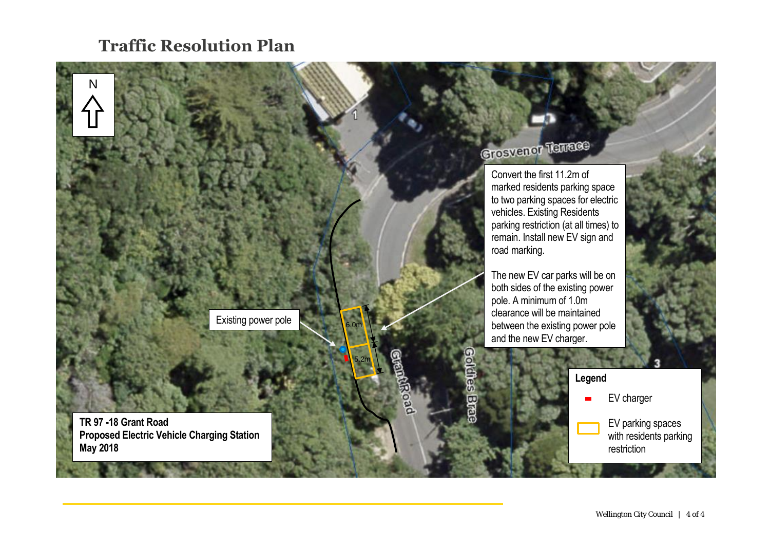# Traffic Resolution Plan

N

Grosvenor Terrace

Convert the first 11.2m of marked residents parking space to two parking spaces for electric vehicles. Existing Residents parking restriction (at all times) to remain. Install new EV sign and road marking.

The new EV car parks will be on both sides of the existing power pole. A minimum of 1.0m clearance will be maintained between the existing power pole and the new EV charger.

Existing power pole

6.0m

5.2m

Grant Road

Goldies Brae

1

3

**Legend**

- EV charger
- EV parking spaces with residents parking restriction

**TR 97 -18 Grant Road**
**Proposed Electric Vehicle Charging Station**
**May 2018**